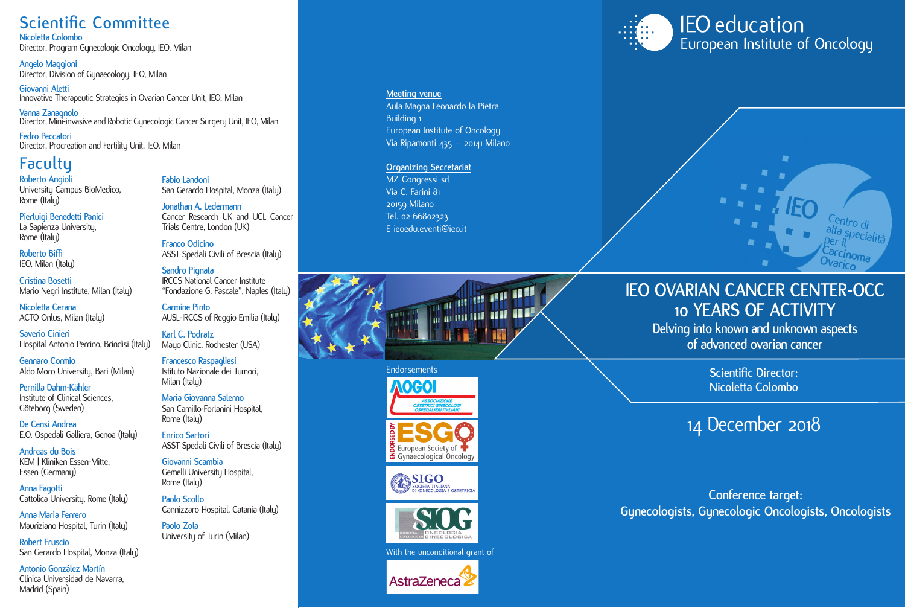## Scientific Committee

Nicoletta Colombo
Director, Program Gynecologic Oncology, IEO, Milan

Angelo Maggioni
Director, Division of Gynaecology, IEO, Milan

Giovanni Aletti
Innovative Therapeutic Strategies in Ovarian Cancer Unit, IEO, Milan

Vanna Zanagnolo
Director, Mini-invasive and Robotic Gynecologic Cancer Surgery Unit, IEO, Milan

Fedro Peccatori
Director, Procreation and Fertility Unit, IEO, Milan

## Faculty

Roberto Angioli
University Campus BioMedico, Rome (Italy)

Pierluigi Benedetti Panici
La Sapienza University, Rome (Italy)

Roberto Biffi
IEO, Milan (Italy)

Cristina Bosetti
Mario Negri Institute, Milan (Italy)

Nicoletta Cerana
ACTO Onlus, Milan (Italy)

Saverio Cinieri
Hospital Antonio Perrino, Brindisi (Italy)

Gennaro Cormio
Aldo Moro University, Bari (Milan)

Pernilla Dahm-Kähler
Institute of Clinical Sciences, Göteborg (Sweden)

De Censi Andrea
E.O. Ospedali Galliera, Genoa (Italy)

Andreas du Bois
KEM | Kliniken Essen-Mitte, Essen (Germany)

Anna Fagotti
Cattolica University, Rome (Italy)

Anna Maria Ferrero
Mauriziano Hospital, Turin (Italy)

Robert Fruscio
San Gerardo Hospital, Monza (Italy)

Antonio González Martín
Clinica Universidad de Navarra, Madrid (Spain)

Fabio Landoni
San Gerardo Hospital, Monza (Italy)

Jonathan A. Ledermann
Cancer Research UK and UCL Cancer Trials Centre, London (UK)

Franco Odicino
ASST Spedali Civili of Brescia (Italy)

Sandro Pignata
IRCCS National Cancer Institute "Fondazione G. Pascale", Naples (Italy)

Carmine Pinto
AUSL-IRCCS of Reggio Emilia (Italy)

Karl C. Podratz
Mayo Clinic, Rochester (USA)

Francesco Raspagliesi
Istituto Nazionale dei Tumori, Milan (Italy)

Maria Giovanna Salerno
San Camillo-Forlanini Hospital, Rome (Italy)

Enrico Sartori
ASST Spedali Civili of Brescia (Italy)

Giovanni Scambia
Gemelli University Hospital, Rome (Italy)

Paolo Scollo
Cannizzaro Hospital, Catania (Italy)

Paolo Zola
University of Turin (Milan)

**Meeting venue**
Aula Magna Leonardo la Pietra
Building 1
European Institute of Oncology
Via Ripamonti 435 – 20141 Milano

**Organizing Secretariat**
MZ Congressi srl
Via C. Farini 81
20159 Milano
Tel. 02 66802323
E ieoedu.eventi@ieo.it

Endorsements

AOGOI – Associazione Ostetrici Ginecologi Ospedalieri Italiani

Endorsed by ESGO – European Society of Gynaecological Oncology

SIGO – Società Italiana di Ginecologia e Ostetricia

SIOG – Società Italiana di Oncologia Ginecologica

With the unconditional grant of

AstraZeneca

IEO education
European Institute of Oncology

IEO Centro di alta specialità per il Carcinoma Ovarico

# IEO OVARIAN CANCER CENTER-OCC 10 YEARS OF ACTIVITY

## Delving into known and unknown aspects of advanced ovarian cancer

Scientific Director:
Nicoletta Colombo

14 December 2018

Conference target:
Gynecologists, Gynecologic Oncologists, Oncologists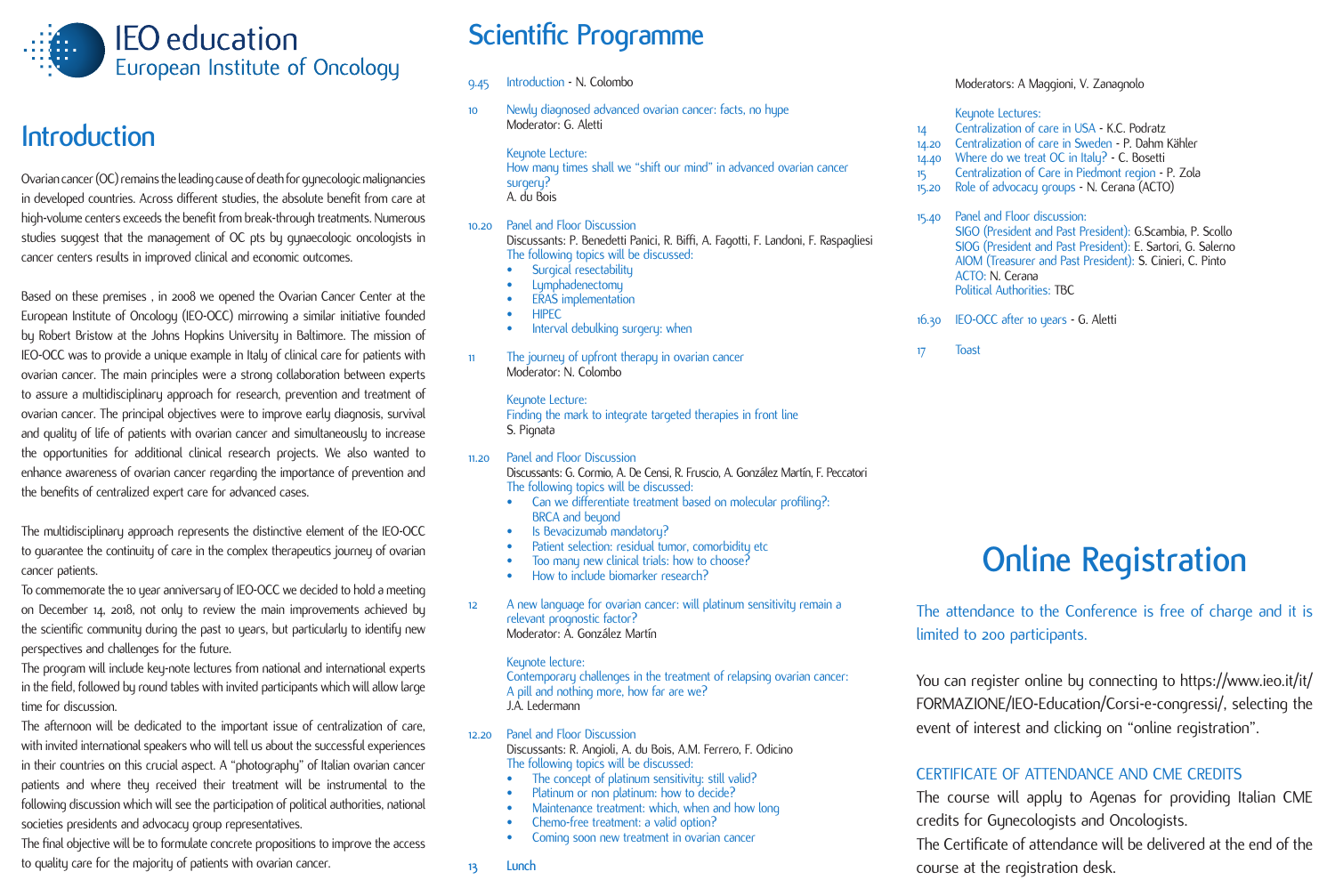# IEO education
European Institute of Oncology

## Introduction

Ovarian cancer (OC) remains the leading cause of death for gynecologic malignancies in developed countries. Across different studies, the absolute benefit from care at high-volume centers exceeds the benefit from break-through treatments. Numerous studies suggest that the management of OC pts by gynaecologic oncologists in cancer centers results in improved clinical and economic outcomes.

Based on these premises , in 2008 we opened the Ovarian Cancer Center at the European Institute of Oncology (IEO-OCC) mirrowing a similar initiative founded by Robert Bristow at the Johns Hopkins University in Baltimore. The mission of IEO-OCC was to provide a unique example in Italy of clinical care for patients with ovarian cancer. The main principles were a strong collaboration between experts to assure a multidisciplinary approach for research, prevention and treatment of ovarian cancer. The principal objectives were to improve early diagnosis, survival and quality of life of patients with ovarian cancer and simultaneously to increase the opportunities for additional clinical research projects. We also wanted to enhance awareness of ovarian cancer regarding the importance of prevention and the benefits of centralized expert care for advanced cases.

The multidisciplinary approach represents the distinctive element of the IEO-OCC to guarantee the continuity of care in the complex therapeutics journey of ovarian cancer patients.

To commemorate the 10 year anniversary of IEO-OCC we decided to hold a meeting on December 14, 2018, not only to review the main improvements achieved by the scientific community during the past 10 years, but particularly to identify new perspectives and challenges for the future.

The program will include key-note lectures from national and international experts in the field, followed by round tables with invited participants which will allow large time for discussion.

The afternoon will be dedicated to the important issue of centralization of care, with invited international speakers who will tell us about the successful experiences in their countries on this crucial aspect. A "photography" of Italian ovarian cancer patients and where they received their treatment will be instrumental to the following discussion which will see the participation of political authorities, national societies presidents and advocacy group representatives.

The final objective will be to formulate concrete propositions to improve the access to quality care for the majority of patients with ovarian cancer.

## Scientific Programme

9.45 Introduction - N. Colombo

10 Newly diagnosed advanced ovarian cancer: facts, no hype
Moderator: G. Aletti

Keynote Lecture:
How many times shall we "shift our mind" in advanced ovarian cancer surgery?
A. du Bois

10.20 Panel and Floor Discussion
Discussants: P. Benedetti Panici, R. Biffi, A. Fagotti, F. Landoni, F. Raspagliesi
The following topics will be discussed:

- Surgical resectability
- Lymphadenectomy
- ERAS implementation
- HIPEC
- Interval debulking surgery: when

11 The journey of upfront therapy in ovarian cancer
Moderator: N. Colombo

Keynote Lecture:
Finding the mark to integrate targeted therapies in front line
S. Pignata

11.20 Panel and Floor Discussion
Discussants: G. Cormio, A. De Censi, R. Fruscio, A. González Martín, F. Peccatori
The following topics will be discussed:

- Can we differentiate treatment based on molecular profiling?: BRCA and beyond
- Is Bevacizumab mandatory?
- Patient selection: residual tumor, comorbidity etc
- Too many new clinical trials: how to choose?
- How to include biomarker research?

12 A new language for ovarian cancer: will platinum sensitivity remain a relevant prognostic factor?
Moderator: A. González Martín

Keynote lecture:
Contemporary challenges in the treatment of relapsing ovarian cancer: A pill and nothing more, how far are we?
J.A. Ledermann

12.20 Panel and Floor Discussion
Discussants: R. Angioli, A. du Bois, A.M. Ferrero, F. Odicino
The following topics will be discussed:

- The concept of platinum sensitivity: still valid?
- Platinum or non platinum: how to decide?
- Maintenance treatment: which, when and how long
- Chemo-free treatment: a valid option?
- Coming soon new treatment in ovarian cancer

13 Lunch

Moderators: A Maggioni, V. Zanagnolo

Keynote Lectures:
14 Centralization of care in USA - K.C. Podratz
14.20 Centralization of care in Sweden - P. Dahm Kähler
14.40 Where do we treat OC in Italy? - C. Bosetti
15 Centralization of Care in Piedmont region - P. Zola
15.20 Role of advocacy groups - N. Cerana (ACTO)

15.40 Panel and Floor discussion:
SIGO (President and Past President): G.Scambia, P. Scollo
SIOG (President and Past President): E. Sartori, G. Salerno
AIOM (Treasurer and Past President): S. Cinieri, C. Pinto
ACTO: N. Cerana
Political Authorities: TBC

16.30 IEO-OCC after 10 years - G. Aletti

17 Toast

## Online Registration

The attendance to the Conference is free of charge and it is limited to 200 participants.

You can register online by connecting to https://www.ieo.it/it/FORMAZIONE/IEO-Education/Corsi-e-congressi/, selecting the event of interest and clicking on "online registration".

### CERTIFICATE OF ATTENDANCE AND CME CREDITS

The course will apply to Agenas for providing Italian CME credits for Gynecologists and Oncologists.
The Certificate of attendance will be delivered at the end of the course at the registration desk.